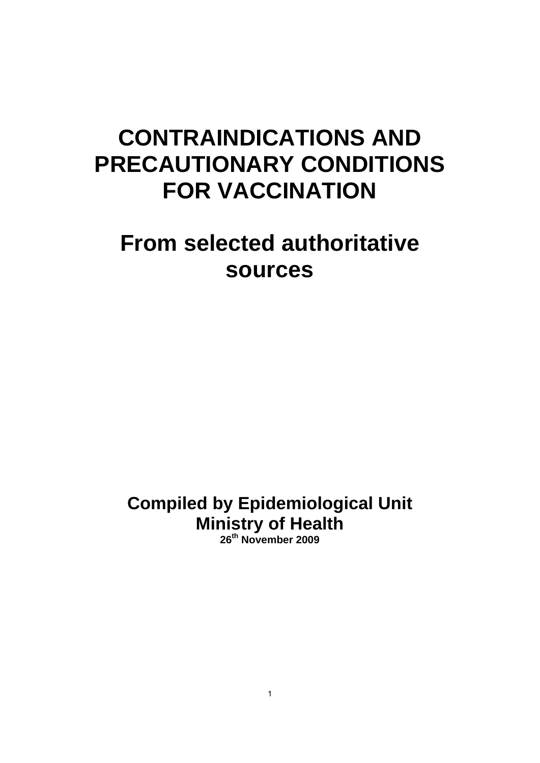# CONTRAINDICATIONS AND PRECAUTIONARY CONDITIONS FOR VACCINATION

## From selected authoritative sources

**Compiled by Epidemiological Unit**
**Ministry of Health**
**26th November 2009**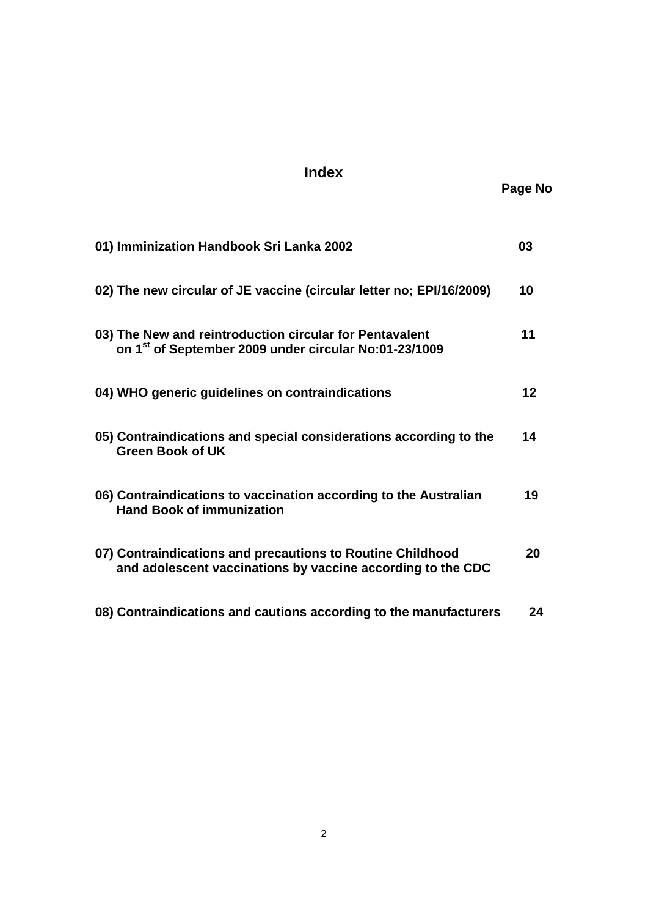# Index

| | Page No |
|---|---|
| **01) Imminization Handbook Sri Lanka 2002** | **03** |
| **02) The new circular of JE vaccine (circular letter no; EPI/16/2009)** | **10** |
| **03) The New and reintroduction circular for Pentavalent on 1st of September 2009 under circular No:01-23/1009** | **11** |
| **04) WHO generic guidelines on contraindications** | **12** |
| **05) Contraindications and special considerations according to the Green Book of UK** | **14** |
| **06) Contraindications to vaccination according to the Australian Hand Book of immunization** | **19** |
| **07) Contraindications and precautions to Routine Childhood and adolescent vaccinations by vaccine according to the CDC** | **20** |
| **08) Contraindications and cautions according to the manufacturers** | **24** |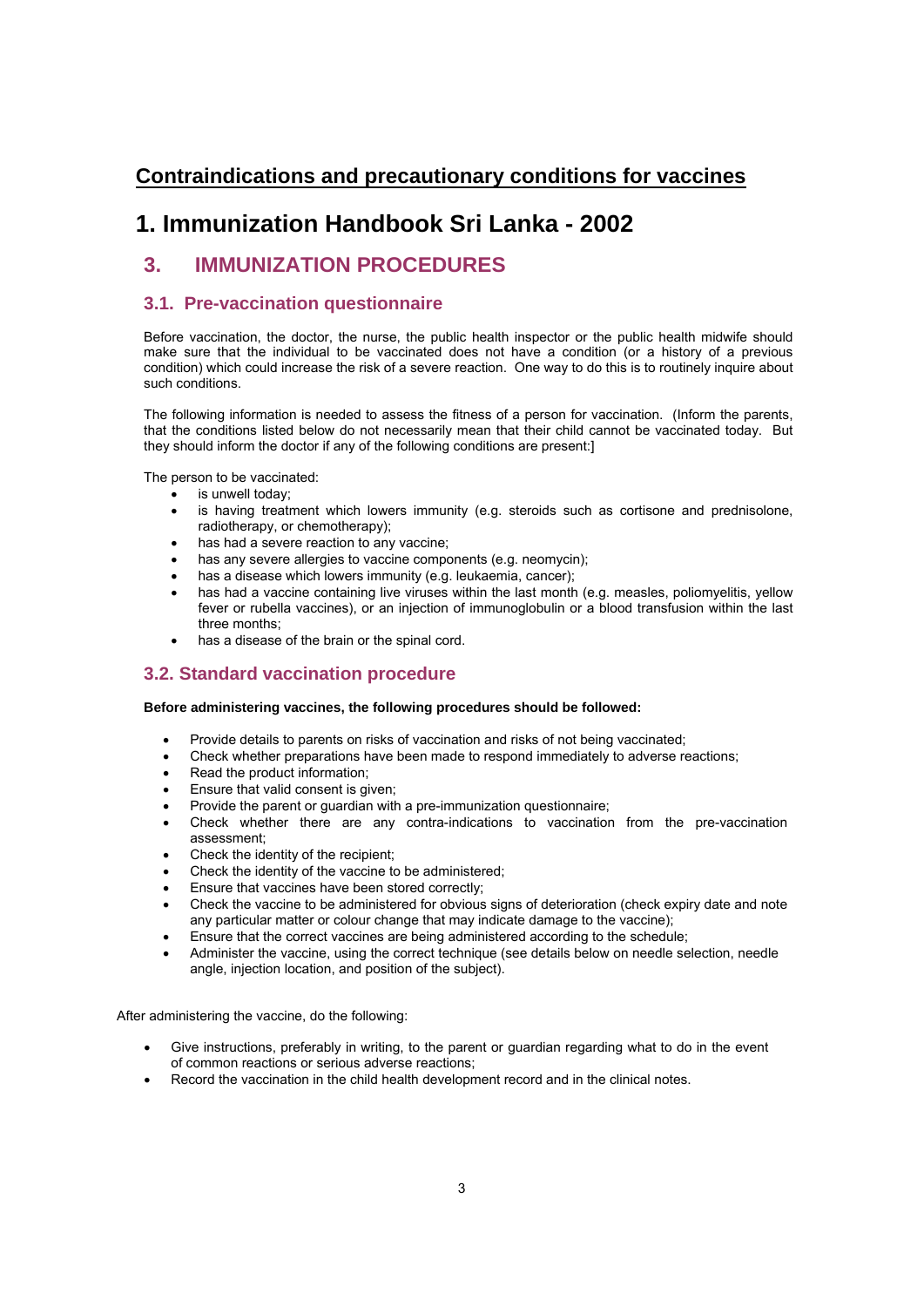## Contraindications and precautionary conditions for vaccines

# 1. Immunization Handbook Sri Lanka - 2002

## 3. IMMUNIZATION PROCEDURES

### 3.1. Pre-vaccination questionnaire

Before vaccination, the doctor, the nurse, the public health inspector or the public health midwife should make sure that the individual to be vaccinated does not have a condition (or a history of a previous condition) which could increase the risk of a severe reaction. One way to do this is to routinely inquire about such conditions.

The following information is needed to assess the fitness of a person for vaccination. (Inform the parents, that the conditions listed below do not necessarily mean that their child cannot be vaccinated today. But they should inform the doctor if any of the following conditions are present:]

The person to be vaccinated:

- is unwell today;
- is having treatment which lowers immunity (e.g. steroids such as cortisone and prednisolone, radiotherapy, or chemotherapy);
- has had a severe reaction to any vaccine;
- has any severe allergies to vaccine components (e.g. neomycin);
- has a disease which lowers immunity (e.g. leukaemia, cancer);
- has had a vaccine containing live viruses within the last month (e.g. measles, poliomyelitis, yellow fever or rubella vaccines), or an injection of immunoglobulin or a blood transfusion within the last three months;
- has a disease of the brain or the spinal cord.

### 3.2. Standard vaccination procedure

**Before administering vaccines, the following procedures should be followed:**

- Provide details to parents on risks of vaccination and risks of not being vaccinated;
- Check whether preparations have been made to respond immediately to adverse reactions;
- Read the product information;
- Ensure that valid consent is given;
- Provide the parent or guardian with a pre-immunization questionnaire;
- Check whether there are any contra-indications to vaccination from the pre-vaccination assessment;
- Check the identity of the recipient;
- Check the identity of the vaccine to be administered;
- Ensure that vaccines have been stored correctly;
- Check the vaccine to be administered for obvious signs of deterioration (check expiry date and note any particular matter or colour change that may indicate damage to the vaccine);
- Ensure that the correct vaccines are being administered according to the schedule;
- Administer the vaccine, using the correct technique (see details below on needle selection, needle angle, injection location, and position of the subject).

After administering the vaccine, do the following:

- Give instructions, preferably in writing, to the parent or guardian regarding what to do in the event of common reactions or serious adverse reactions;
- Record the vaccination in the child health development record and in the clinical notes.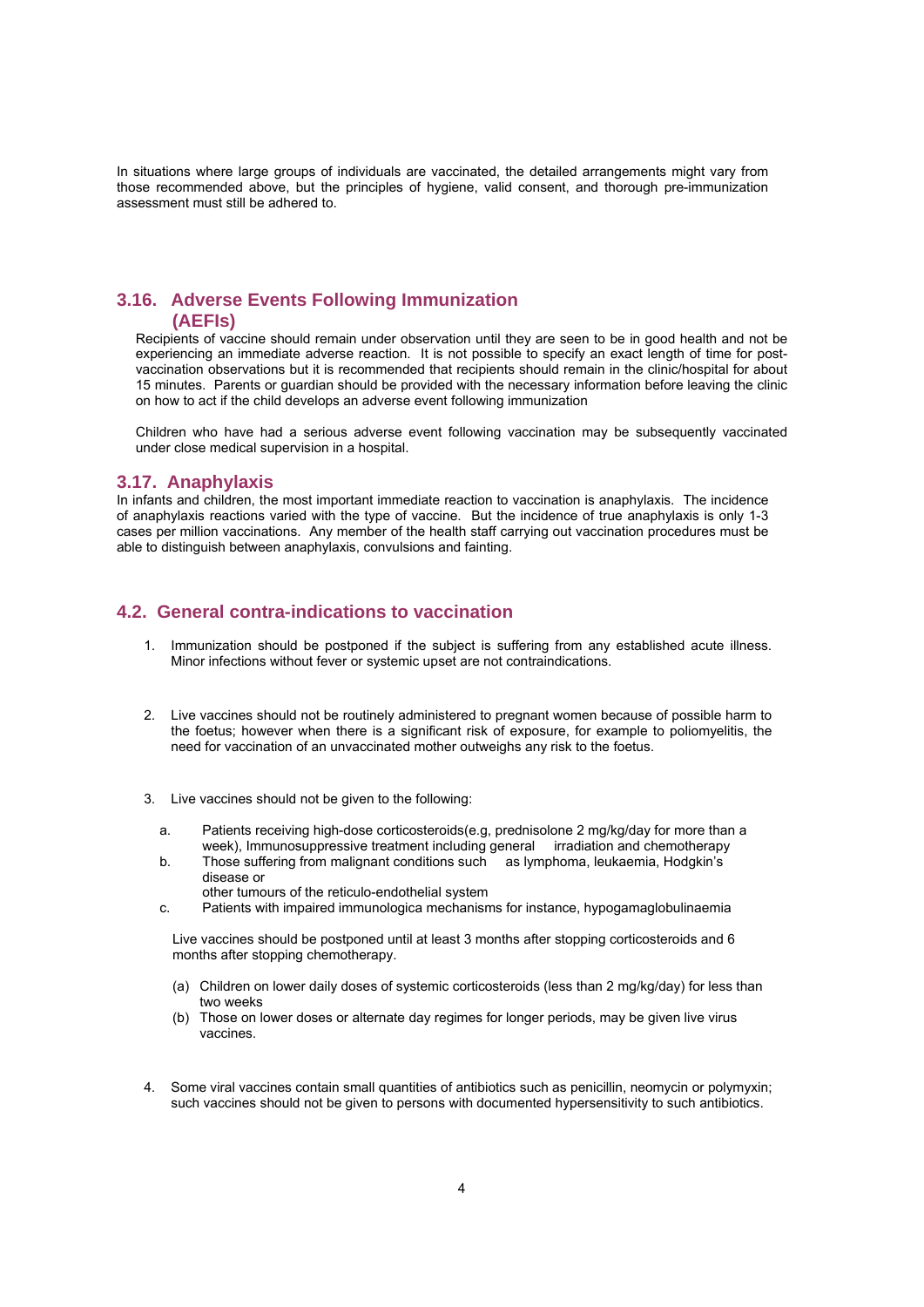In situations where large groups of individuals are vaccinated, the detailed arrangements might vary from those recommended above, but the principles of hygiene, valid consent, and thorough pre-immunization assessment must still be adhered to.

## 3.16. Adverse Events Following Immunization (AEFIs)

Recipients of vaccine should remain under observation until they are seen to be in good health and not be experiencing an immediate adverse reaction. It is not possible to specify an exact length of time for post-vaccination observations but it is recommended that recipients should remain in the clinic/hospital for about 15 minutes. Parents or guardian should be provided with the necessary information before leaving the clinic on how to act if the child develops an adverse event following immunization

Children who have had a serious adverse event following vaccination may be subsequently vaccinated under close medical supervision in a hospital.

## 3.17. Anaphylaxis

In infants and children, the most important immediate reaction to vaccination is anaphylaxis. The incidence of anaphylaxis reactions varied with the type of vaccine. But the incidence of true anaphylaxis is only 1-3 cases per million vaccinations. Any member of the health staff carrying out vaccination procedures must be able to distinguish between anaphylaxis, convulsions and fainting.

## 4.2. General contra-indications to vaccination

1. Immunization should be postponed if the subject is suffering from any established acute illness. Minor infections without fever or systemic upset are not contraindications.

2. Live vaccines should not be routinely administered to pregnant women because of possible harm to the foetus; however when there is a significant risk of exposure, for example to poliomyelitis, the need for vaccination of an unvaccinated mother outweighs any risk to the foetus.

3. Live vaccines should not be given to the following:

   a. Patients receiving high-dose corticosteroids(e.g, prednisolone 2 mg/kg/day for more than a week), Immunosuppressive treatment including general irradiation and chemotherapy
   b. Those suffering from malignant conditions such as lymphoma, leukaemia, Hodgkin's disease or other tumours of the reticulo-endothelial system
   c. Patients with impaired immunologica mechanisms for instance, hypogamaglobulinaemia

   Live vaccines should be postponed until at least 3 months after stopping corticosteroids and 6 months after stopping chemotherapy.

   (a) Children on lower daily doses of systemic corticosteroids (less than 2 mg/kg/day) for less than two weeks
   (b) Those on lower doses or alternate day regimes for longer periods, may be given live virus vaccines.

4. Some viral vaccines contain small quantities of antibiotics such as penicillin, neomycin or polymyxin; such vaccines should not be given to persons with documented hypersensitivity to such antibiotics.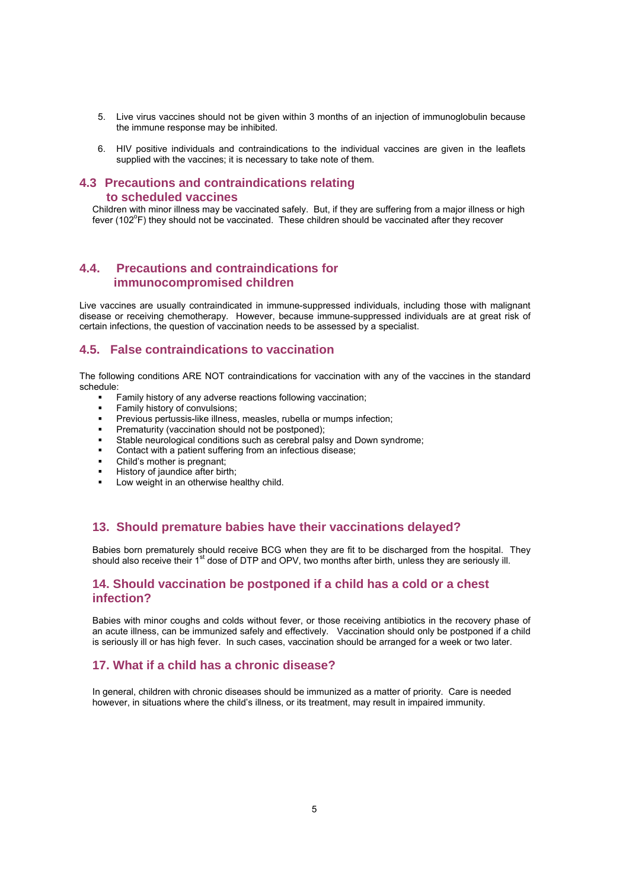5. Live virus vaccines should not be given within 3 months of an injection of immunoglobulin because the immune response may be inhibited.

6. HIV positive individuals and contraindications to the individual vaccines are given in the leaflets supplied with the vaccines; it is necessary to take note of them.

## 4.3 Precautions and contraindications relating to scheduled vaccines

Children with minor illness may be vaccinated safely. But, if they are suffering from a major illness or high fever (102$^{o}$F) they should not be vaccinated. These children should be vaccinated after they recover

## 4.4. Precautions and contraindications for immunocompromised children

Live vaccines are usually contraindicated in immune-suppressed individuals, including those with malignant disease or receiving chemotherapy. However, because immune-suppressed individuals are at great risk of certain infections, the question of vaccination needs to be assessed by a specialist.

## 4.5. False contraindications to vaccination

The following conditions ARE NOT contraindications for vaccination with any of the vaccines in the standard schedule:

- Family history of any adverse reactions following vaccination;
- Family history of convulsions;
- Previous pertussis-like illness, measles, rubella or mumps infection;
- Prematurity (vaccination should not be postponed);
- Stable neurological conditions such as cerebral palsy and Down syndrome;
- Contact with a patient suffering from an infectious disease;
- Child's mother is pregnant;
- History of jaundice after birth;
- Low weight in an otherwise healthy child.

## 13. Should premature babies have their vaccinations delayed?

Babies born prematurely should receive BCG when they are fit to be discharged from the hospital. They should also receive their 1$^{st}$ dose of DTP and OPV, two months after birth, unless they are seriously ill.

## 14. Should vaccination be postponed if a child has a cold or a chest infection?

Babies with minor coughs and colds without fever, or those receiving antibiotics in the recovery phase of an acute illness, can be immunized safely and effectively. Vaccination should only be postponed if a child is seriously ill or has high fever. In such cases, vaccination should be arranged for a week or two later.

## 17. What if a child has a chronic disease?

In general, children with chronic diseases should be immunized as a matter of priority. Care is needed however, in situations where the child's illness, or its treatment, may result in impaired immunity.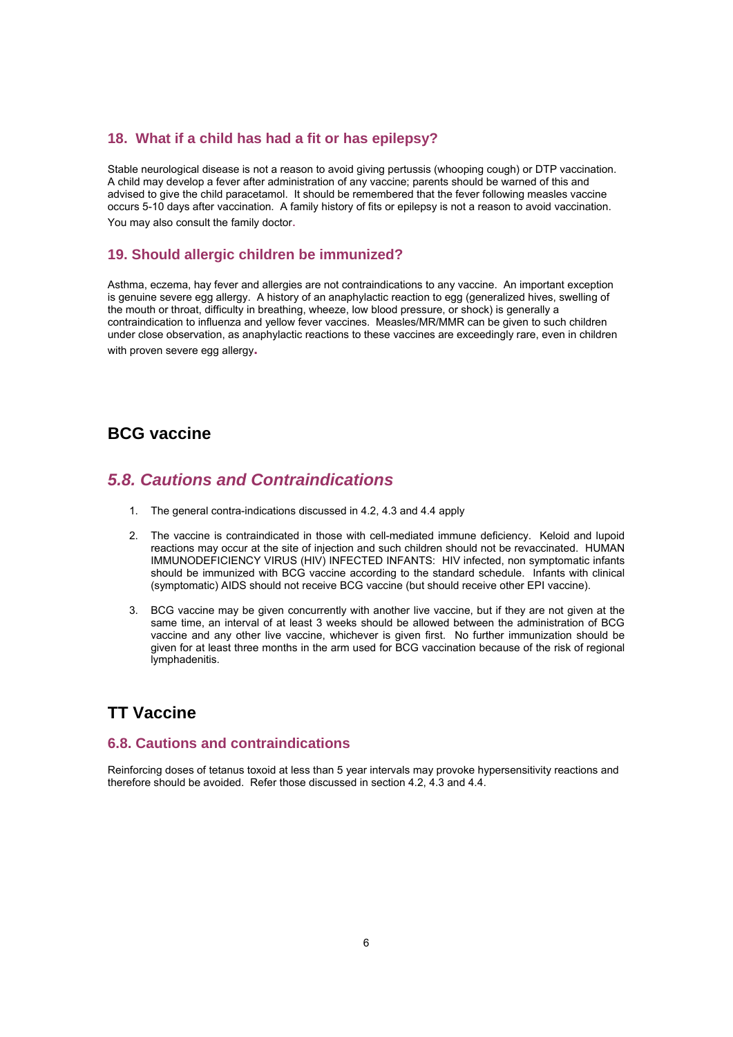### 18. What if a child has had a fit or has epilepsy?

Stable neurological disease is not a reason to avoid giving pertussis (whooping cough) or DTP vaccination. A child may develop a fever after administration of any vaccine; parents should be warned of this and advised to give the child paracetamol. It should be remembered that the fever following measles vaccine occurs 5-10 days after vaccination. A family history of fits or epilepsy is not a reason to avoid vaccination. You may also consult the family doctor.

### 19. Should allergic children be immunized?

Asthma, eczema, hay fever and allergies are not contraindications to any vaccine. An important exception is genuine severe egg allergy. A history of an anaphylactic reaction to egg (generalized hives, swelling of the mouth or throat, difficulty in breathing, wheeze, low blood pressure, or shock) is generally a contraindication to influenza and yellow fever vaccines. Measles/MR/MMR can be given to such children under close observation, as anaphylactic reactions to these vaccines are exceedingly rare, even in children with proven severe egg allergy.

## BCG vaccine

## *5.8. Cautions and Contraindications*

1. The general contra-indications discussed in 4.2, 4.3 and 4.4 apply

2. The vaccine is contraindicated in those with cell-mediated immune deficiency. Keloid and lupoid reactions may occur at the site of injection and such children should not be revaccinated. HUMAN IMMUNODEFICIENCY VIRUS (HIV) INFECTED INFANTS: HIV infected, non symptomatic infants should be immunized with BCG vaccine according to the standard schedule. Infants with clinical (symptomatic) AIDS should not receive BCG vaccine (but should receive other EPI vaccine).

3. BCG vaccine may be given concurrently with another live vaccine, but if they are not given at the same time, an interval of at least 3 weeks should be allowed between the administration of BCG vaccine and any other live vaccine, whichever is given first. No further immunization should be given for at least three months in the arm used for BCG vaccination because of the risk of regional lymphadenitis.

## TT Vaccine

### 6.8. Cautions and contraindications

Reinforcing doses of tetanus toxoid at less than 5 year intervals may provoke hypersensitivity reactions and therefore should be avoided. Refer those discussed in section 4.2, 4.3 and 4.4.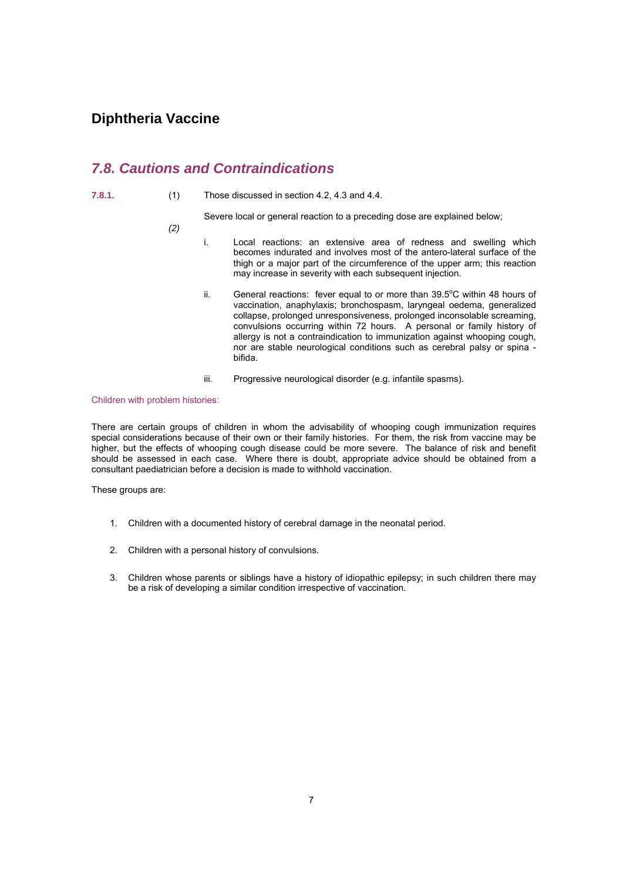# Diphtheria Vaccine

## *7.8. Cautions and Contraindications*

**7.8.1.**

(1) Those discussed in section 4.2, 4.3 and 4.4.

*(2)* Severe local or general reaction to a preceding dose are explained below;

i. Local reactions: an extensive area of redness and swelling which becomes indurated and involves most of the antero-lateral surface of the thigh or a major part of the circumference of the upper arm; this reaction may increase in severity with each subsequent injection.

ii. General reactions: fever equal to or more than 39.5°C within 48 hours of vaccination, anaphylaxis; bronchospasm, laryngeal oedema, generalized collapse, prolonged unresponsiveness, prolonged inconsolable screaming, convulsions occurring within 72 hours. A personal or family history of allergy is not a contraindication to immunization against whooping cough, nor are stable neurological conditions such as cerebral palsy or spina - bifida.

iii. Progressive neurological disorder (e.g. infantile spasms).

Children with problem histories:

There are certain groups of children in whom the advisability of whooping cough immunization requires special considerations because of their own or their family histories. For them, the risk from vaccine may be higher, but the effects of whooping cough disease could be more severe. The balance of risk and benefit should be assessed in each case. Where there is doubt, appropriate advice should be obtained from a consultant paediatrician before a decision is made to withhold vaccination.

These groups are:

1. Children with a documented history of cerebral damage in the neonatal period.
2. Children with a personal history of convulsions.
3. Children whose parents or siblings have a history of idiopathic epilepsy; in such children there may be a risk of developing a similar condition irrespective of vaccination.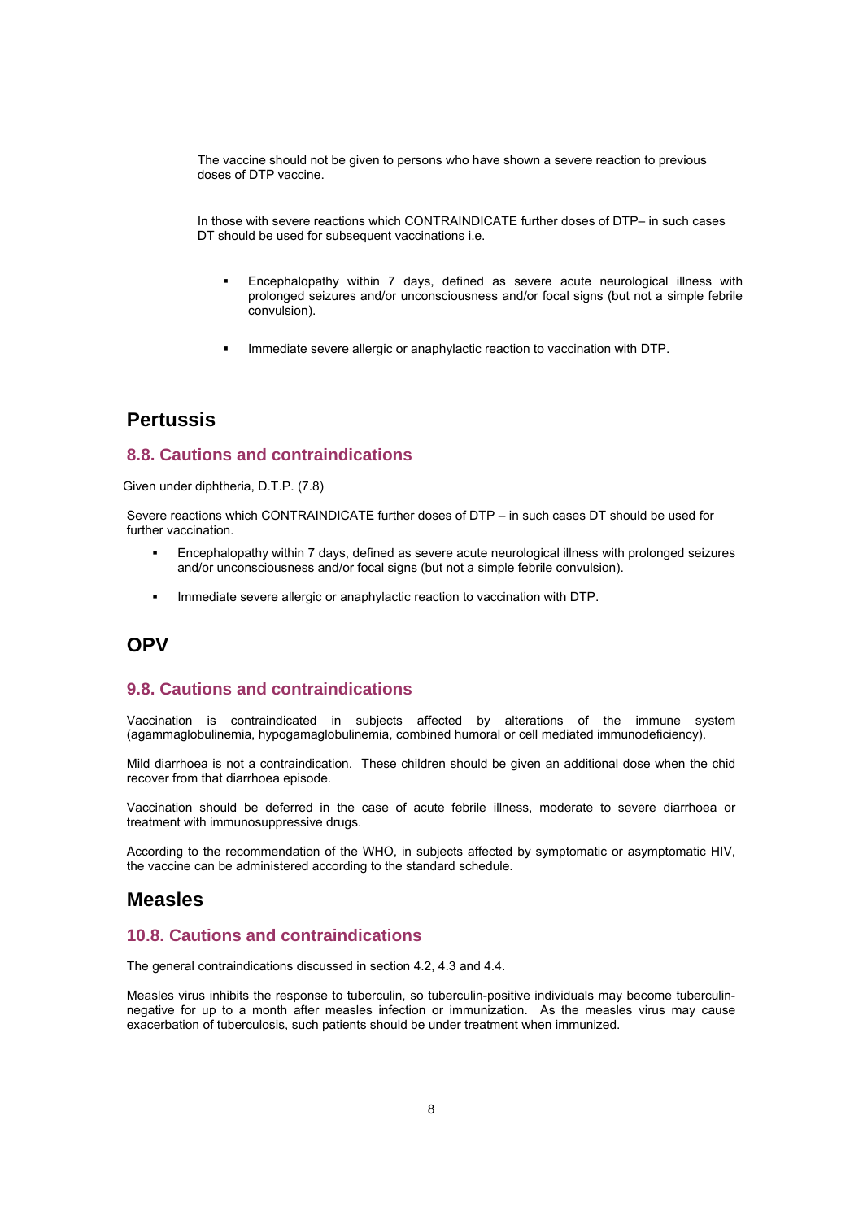The vaccine should not be given to persons who have shown a severe reaction to previous doses of DTP vaccine.

In those with severe reactions which CONTRAINDICATE further doses of DTP– in such cases DT should be used for subsequent vaccinations i.e.

- Encephalopathy within 7 days, defined as severe acute neurological illness with prolonged seizures and/or unconsciousness and/or focal signs (but not a simple febrile convulsion).
- Immediate severe allergic or anaphylactic reaction to vaccination with DTP.

# Pertussis

## 8.8. Cautions and contraindications

Given under diphtheria, D.T.P. (7.8)

Severe reactions which CONTRAINDICATE further doses of DTP – in such cases DT should be used for further vaccination.

- Encephalopathy within 7 days, defined as severe acute neurological illness with prolonged seizures and/or unconsciousness and/or focal signs (but not a simple febrile convulsion).
- Immediate severe allergic or anaphylactic reaction to vaccination with DTP.

# OPV

## 9.8. Cautions and contraindications

Vaccination is contraindicated in subjects affected by alterations of the immune system (agammaglobulinemia, hypogamaglobulinemia, combined humoral or cell mediated immunodeficiency).

Mild diarrhoea is not a contraindication. These children should be given an additional dose when the chid recover from that diarrhoea episode.

Vaccination should be deferred in the case of acute febrile illness, moderate to severe diarrhoea or treatment with immunosuppressive drugs.

According to the recommendation of the WHO, in subjects affected by symptomatic or asymptomatic HIV, the vaccine can be administered according to the standard schedule.

# Measles

## 10.8. Cautions and contraindications

The general contraindications discussed in section 4.2, 4.3 and 4.4.

Measles virus inhibits the response to tuberculin, so tuberculin-positive individuals may become tuberculin-negative for up to a month after measles infection or immunization. As the measles virus may cause exacerbation of tuberculosis, such patients should be under treatment when immunized.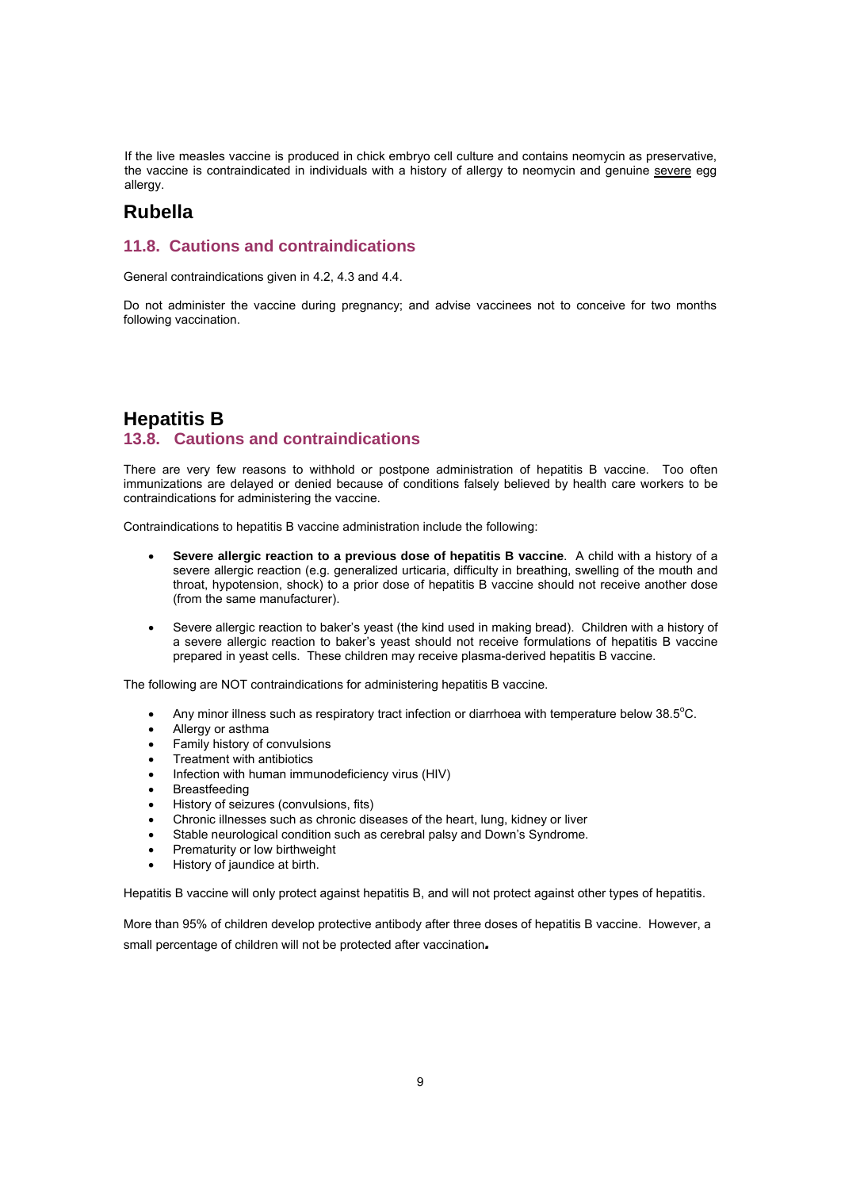If the live measles vaccine is produced in chick embryo cell culture and contains neomycin as preservative, the vaccine is contraindicated in individuals with a history of allergy to neomycin and genuine severe egg allergy.

## Rubella

### 11.8. Cautions and contraindications

General contraindications given in 4.2, 4.3 and 4.4.

Do not administer the vaccine during pregnancy; and advise vaccinees not to conceive for two months following vaccination.

## Hepatitis B

### 13.8. Cautions and contraindications

There are very few reasons to withhold or postpone administration of hepatitis B vaccine. Too often immunizations are delayed or denied because of conditions falsely believed by health care workers to be contraindications for administering the vaccine.

Contraindications to hepatitis B vaccine administration include the following:

- **Severe allergic reaction to a previous dose of hepatitis B vaccine**. A child with a history of a severe allergic reaction (e.g. generalized urticaria, difficulty in breathing, swelling of the mouth and throat, hypotension, shock) to a prior dose of hepatitis B vaccine should not receive another dose (from the same manufacturer).

- Severe allergic reaction to baker's yeast (the kind used in making bread). Children with a history of a severe allergic reaction to baker's yeast should not receive formulations of hepatitis B vaccine prepared in yeast cells. These children may receive plasma-derived hepatitis B vaccine.

The following are NOT contraindications for administering hepatitis B vaccine.

- Any minor illness such as respiratory tract infection or diarrhoea with temperature below 38.5°C.
- Allergy or asthma
- Family history of convulsions
- Treatment with antibiotics
- Infection with human immunodeficiency virus (HIV)
- Breastfeeding
- History of seizures (convulsions, fits)
- Chronic illnesses such as chronic diseases of the heart, lung, kidney or liver
- Stable neurological condition such as cerebral palsy and Down's Syndrome.
- Prematurity or low birthweight
- History of jaundice at birth.

Hepatitis B vaccine will only protect against hepatitis B, and will not protect against other types of hepatitis.

More than 95% of children develop protective antibody after three doses of hepatitis B vaccine. However, a small percentage of children will not be protected after vaccination.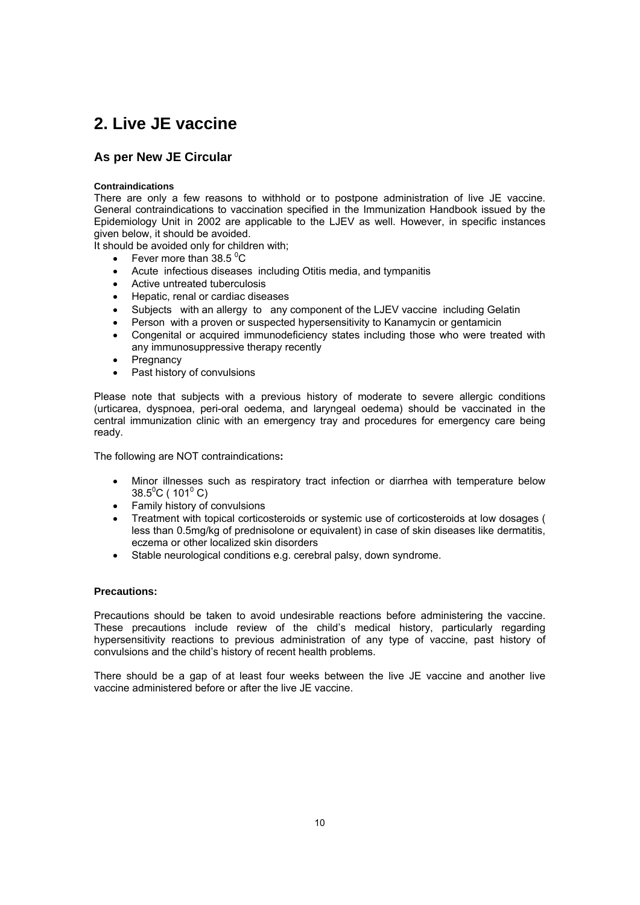## 2. Live JE vaccine

### As per New JE Circular

**Contraindications**

There are only a few reasons to withhold or to postpone administration of live JE vaccine. General contraindications to vaccination specified in the Immunization Handbook issued by the Epidemiology Unit in 2002 are applicable to the LJEV as well. However, in specific instances given below, it should be avoided.

It should be avoided only for children with;

- Fever more than 38.5 $^0$C
- Acute infectious diseases including Otitis media, and tympanitis
- Active untreated tuberculosis
- Hepatic, renal or cardiac diseases
- Subjects with an allergy to any component of the LJEV vaccine including Gelatin
- Person with a proven or suspected hypersensitivity to Kanamycin or gentamicin
- Congenital or acquired immunodeficiency states including those who were treated with any immunosuppressive therapy recently
- Pregnancy
- Past history of convulsions

Please note that subjects with a previous history of moderate to severe allergic conditions (urticarea, dyspnoea, peri-oral oedema, and laryngeal oedema) should be vaccinated in the central immunization clinic with an emergency tray and procedures for emergency care being ready.

The following are NOT contraindications**:**

- Minor illnesses such as respiratory tract infection or diarrhea with temperature below 38.5$^0$C ( 101$^0$ C)
- Family history of convulsions
- Treatment with topical corticosteroids or systemic use of corticosteroids at low dosages ( less than 0.5mg/kg of prednisolone or equivalent) in case of skin diseases like dermatitis, eczema or other localized skin disorders
- Stable neurological conditions e.g. cerebral palsy, down syndrome.

**Precautions:**

Precautions should be taken to avoid undesirable reactions before administering the vaccine. These precautions include review of the child's medical history, particularly regarding hypersensitivity reactions to previous administration of any type of vaccine, past history of convulsions and the child's history of recent health problems.

There should be a gap of at least four weeks between the live JE vaccine and another live vaccine administered before or after the live JE vaccine.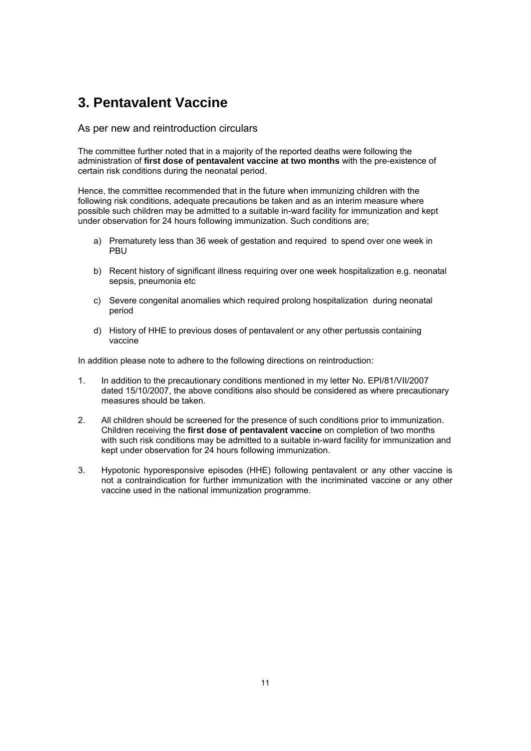# 3. Pentavalent Vaccine

As per new and reintroduction circulars

The committee further noted that in a majority of the reported deaths were following the administration of **first dose of pentavalent vaccine at two months** with the pre-existence of certain risk conditions during the neonatal period.

Hence, the committee recommended that in the future when immunizing children with the following risk conditions, adequate precautions be taken and as an interim measure where possible such children may be admitted to a suitable in-ward facility for immunization and kept under observation for 24 hours following immunization. Such conditions are;

a) Prematurety less than 36 week of gestation and required to spend over one week in PBU

b) Recent history of significant illness requiring over one week hospitalization e.g. neonatal sepsis, pneumonia etc

c) Severe congenital anomalies which required prolong hospitalization during neonatal period

d) History of HHE to previous doses of pentavalent or any other pertussis containing vaccine

In addition please note to adhere to the following directions on reintroduction:

1. In addition to the precautionary conditions mentioned in my letter No. EPI/81/VII/2007 dated 15/10/2007, the above conditions also should be considered as where precautionary measures should be taken.

2. All children should be screened for the presence of such conditions prior to immunization. Children receiving the **first dose of pentavalent vaccine** on completion of two months with such risk conditions may be admitted to a suitable in-ward facility for immunization and kept under observation for 24 hours following immunization.

3. Hypotonic hyporesponsive episodes (HHE) following pentavalent or any other vaccine is not a contraindication for further immunization with the incriminated vaccine or any other vaccine used in the national immunization programme.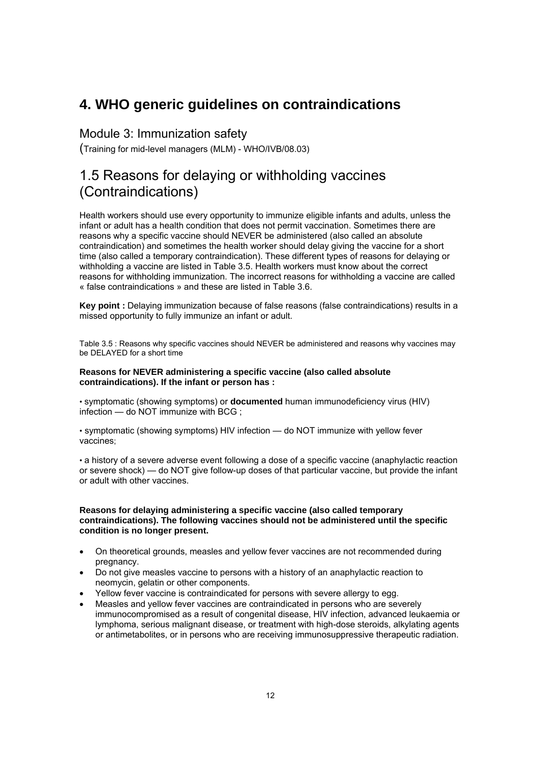# 4. WHO generic guidelines on contraindications

## Module 3: Immunization safety

(Training for mid-level managers (MLM) - WHO/IVB/08.03)

## 1.5 Reasons for delaying or withholding vaccines (Contraindications)

Health workers should use every opportunity to immunize eligible infants and adults, unless the infant or adult has a health condition that does not permit vaccination. Sometimes there are reasons why a specific vaccine should NEVER be administered (also called an absolute contraindication) and sometimes the health worker should delay giving the vaccine for a short time (also called a temporary contraindication). These different types of reasons for delaying or withholding a vaccine are listed in Table 3.5. Health workers must know about the correct reasons for withholding immunization. The incorrect reasons for withholding a vaccine are called « false contraindications » and these are listed in Table 3.6.

**Key point :** Delaying immunization because of false reasons (false contraindications) results in a missed opportunity to fully immunize an infant or adult.

Table 3.5 : Reasons why specific vaccines should NEVER be administered and reasons why vaccines may be DELAYED for a short time

**Reasons for NEVER administering a specific vaccine (also called absolute contraindications). If the infant or person has :**

• symptomatic (showing symptoms) or **documented** human immunodeficiency virus (HIV) infection — do NOT immunize with BCG ;

• symptomatic (showing symptoms) HIV infection — do NOT immunize with yellow fever vaccines;

• a history of a severe adverse event following a dose of a specific vaccine (anaphylactic reaction or severe shock) — do NOT give follow-up doses of that particular vaccine, but provide the infant or adult with other vaccines.

**Reasons for delaying administering a specific vaccine (also called temporary contraindications). The following vaccines should not be administered until the specific condition is no longer present.**

- On theoretical grounds, measles and yellow fever vaccines are not recommended during pregnancy.
- Do not give measles vaccine to persons with a history of an anaphylactic reaction to neomycin, gelatin or other components.
- Yellow fever vaccine is contraindicated for persons with severe allergy to egg.
- Measles and yellow fever vaccines are contraindicated in persons who are severely immunocompromised as a result of congenital disease, HIV infection, advanced leukaemia or lymphoma, serious malignant disease, or treatment with high-dose steroids, alkylating agents or antimetabolites, or in persons who are receiving immunosuppressive therapeutic radiation.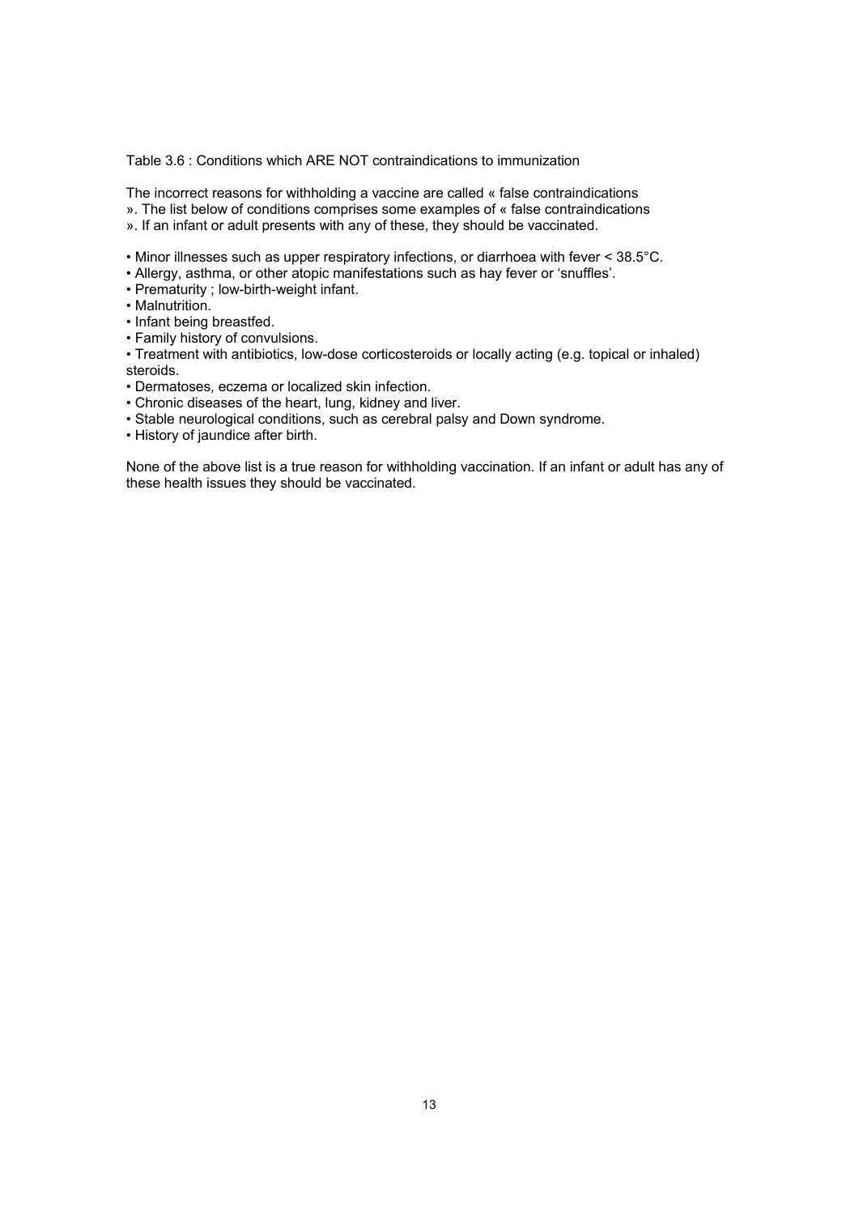Table 3.6 : Conditions which ARE NOT contraindications to immunization

The incorrect reasons for withholding a vaccine are called « false contraindications ». The list below of conditions comprises some examples of « false contraindications ». If an infant or adult presents with any of these, they should be vaccinated.

- Minor illnesses such as upper respiratory infections, or diarrhoea with fever < 38.5°C.
- Allergy, asthma, or other atopic manifestations such as hay fever or 'snuffles'.
- Prematurity ; low-birth-weight infant.
- Malnutrition.
- Infant being breastfed.
- Family history of convulsions.
- Treatment with antibiotics, low-dose corticosteroids or locally acting (e.g. topical or inhaled) steroids.
- Dermatoses, eczema or localized skin infection.
- Chronic diseases of the heart, lung, kidney and liver.
- Stable neurological conditions, such as cerebral palsy and Down syndrome.
- History of jaundice after birth.

None of the above list is a true reason for withholding vaccination. If an infant or adult has any of these health issues they should be vaccinated.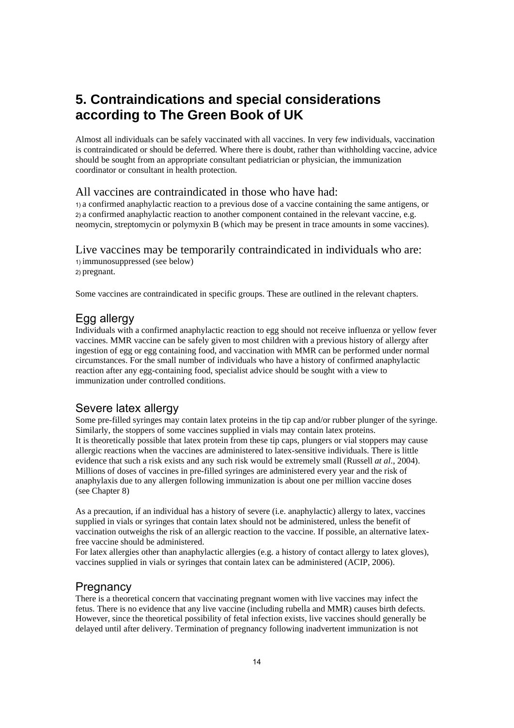## 5. Contraindications and special considerations according to The Green Book of UK

Almost all individuals can be safely vaccinated with all vaccines. In very few individuals, vaccination is contraindicated or should be deferred. Where there is doubt, rather than withholding vaccine, advice should be sought from an appropriate consultant pediatrician or physician, the immunization coordinator or consultant in health protection.

### All vaccines are contraindicated in those who have had:

1) a confirmed anaphylactic reaction to a previous dose of a vaccine containing the same antigens, or
2) a confirmed anaphylactic reaction to another component contained in the relevant vaccine, e.g. neomycin, streptomycin or polymyxin B (which may be present in trace amounts in some vaccines).

### Live vaccines may be temporarily contraindicated in individuals who are:

1) immunosuppressed (see below)
2) pregnant.

Some vaccines are contraindicated in specific groups. These are outlined in the relevant chapters.

### Egg allergy

Individuals with a confirmed anaphylactic reaction to egg should not receive influenza or yellow fever vaccines. MMR vaccine can be safely given to most children with a previous history of allergy after ingestion of egg or egg containing food, and vaccination with MMR can be performed under normal circumstances. For the small number of individuals who have a history of confirmed anaphylactic reaction after any egg-containing food, specialist advice should be sought with a view to immunization under controlled conditions.

### Severe latex allergy

Some pre-filled syringes may contain latex proteins in the tip cap and/or rubber plunger of the syringe. Similarly, the stoppers of some vaccines supplied in vials may contain latex proteins.
It is theoretically possible that latex protein from these tip caps, plungers or vial stoppers may cause allergic reactions when the vaccines are administered to latex-sensitive individuals. There is little evidence that such a risk exists and any such risk would be extremely small (Russell *at al.*, 2004). Millions of doses of vaccines in pre-filled syringes are administered every year and the risk of anaphylaxis due to any allergen following immunization is about one per million vaccine doses (see Chapter 8)

As a precaution, if an individual has a history of severe (i.e. anaphylactic) allergy to latex, vaccines supplied in vials or syringes that contain latex should not be administered, unless the benefit of vaccination outweighs the risk of an allergic reaction to the vaccine. If possible, an alternative latex-free vaccine should be administered.
For latex allergies other than anaphylactic allergies (e.g. a history of contact allergy to latex gloves), vaccines supplied in vials or syringes that contain latex can be administered (ACIP, 2006).

### Pregnancy

There is a theoretical concern that vaccinating pregnant women with live vaccines may infect the fetus. There is no evidence that any live vaccine (including rubella and MMR) causes birth defects. However, since the theoretical possibility of fetal infection exists, live vaccines should generally be delayed until after delivery. Termination of pregnancy following inadvertent immunization is not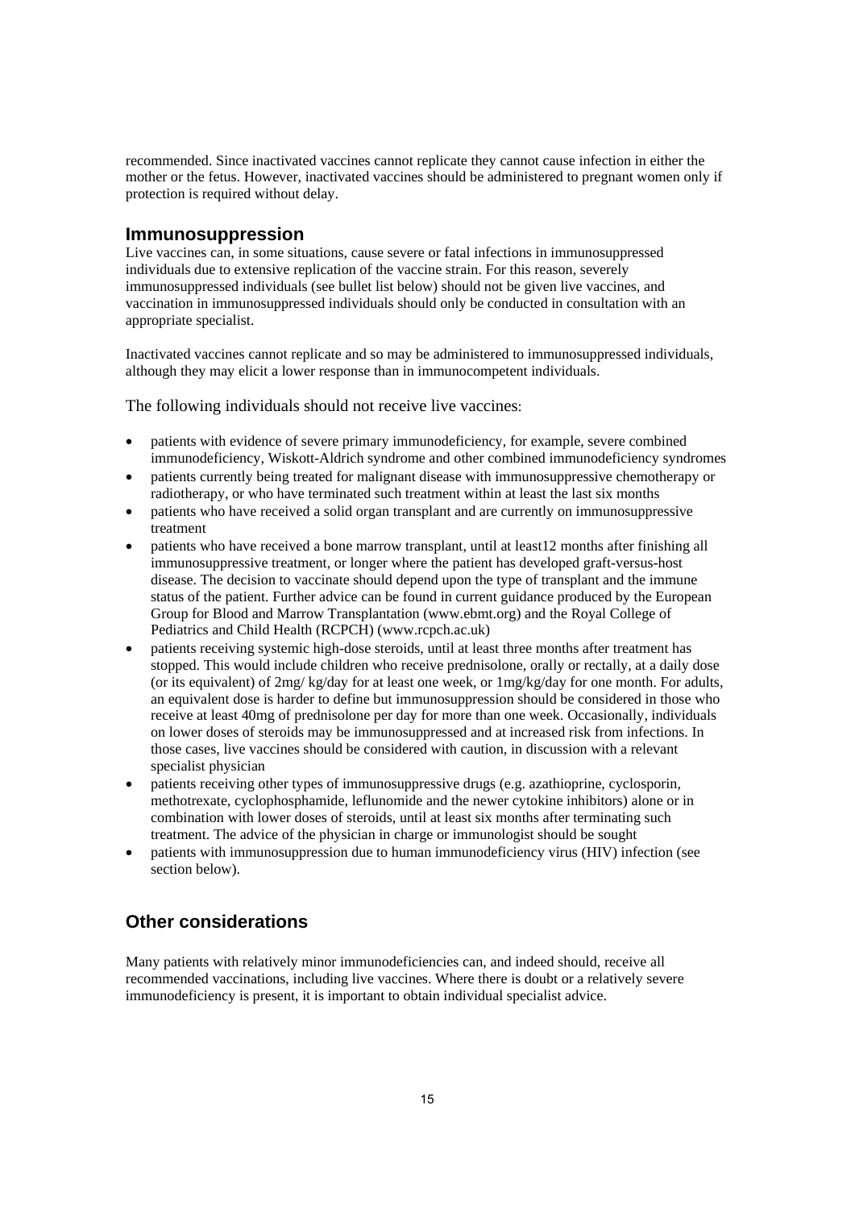recommended. Since inactivated vaccines cannot replicate they cannot cause infection in either the mother or the fetus. However, inactivated vaccines should be administered to pregnant women only if protection is required without delay.

## Immunosuppression

Live vaccines can, in some situations, cause severe or fatal infections in immunosuppressed individuals due to extensive replication of the vaccine strain. For this reason, severely immunosuppressed individuals (see bullet list below) should not be given live vaccines, and vaccination in immunosuppressed individuals should only be conducted in consultation with an appropriate specialist.

Inactivated vaccines cannot replicate and so may be administered to immunosuppressed individuals, although they may elicit a lower response than in immunocompetent individuals.

The following individuals should not receive live vaccines:

- patients with evidence of severe primary immunodeficiency, for example, severe combined immunodeficiency, Wiskott-Aldrich syndrome and other combined immunodeficiency syndromes
- patients currently being treated for malignant disease with immunosuppressive chemotherapy or radiotherapy, or who have terminated such treatment within at least the last six months
- patients who have received a solid organ transplant and are currently on immunosuppressive treatment
- patients who have received a bone marrow transplant, until at least12 months after finishing all immunosuppressive treatment, or longer where the patient has developed graft-versus-host disease. The decision to vaccinate should depend upon the type of transplant and the immune status of the patient. Further advice can be found in current guidance produced by the European Group for Blood and Marrow Transplantation (www.ebmt.org) and the Royal College of Pediatrics and Child Health (RCPCH) (www.rcpch.ac.uk)
- patients receiving systemic high-dose steroids, until at least three months after treatment has stopped. This would include children who receive prednisolone, orally or rectally, at a daily dose (or its equivalent) of 2mg/ kg/day for at least one week, or 1mg/kg/day for one month. For adults, an equivalent dose is harder to define but immunosuppression should be considered in those who receive at least 40mg of prednisolone per day for more than one week. Occasionally, individuals on lower doses of steroids may be immunosuppressed and at increased risk from infections. In those cases, live vaccines should be considered with caution, in discussion with a relevant specialist physician
- patients receiving other types of immunosuppressive drugs (e.g. azathioprine, cyclosporin, methotrexate, cyclophosphamide, leflunomide and the newer cytokine inhibitors) alone or in combination with lower doses of steroids, until at least six months after terminating such treatment. The advice of the physician in charge or immunologist should be sought
- patients with immunosuppression due to human immunodeficiency virus (HIV) infection (see section below).

## Other considerations

Many patients with relatively minor immunodeficiencies can, and indeed should, receive all recommended vaccinations, including live vaccines. Where there is doubt or a relatively severe immunodeficiency is present, it is important to obtain individual specialist advice.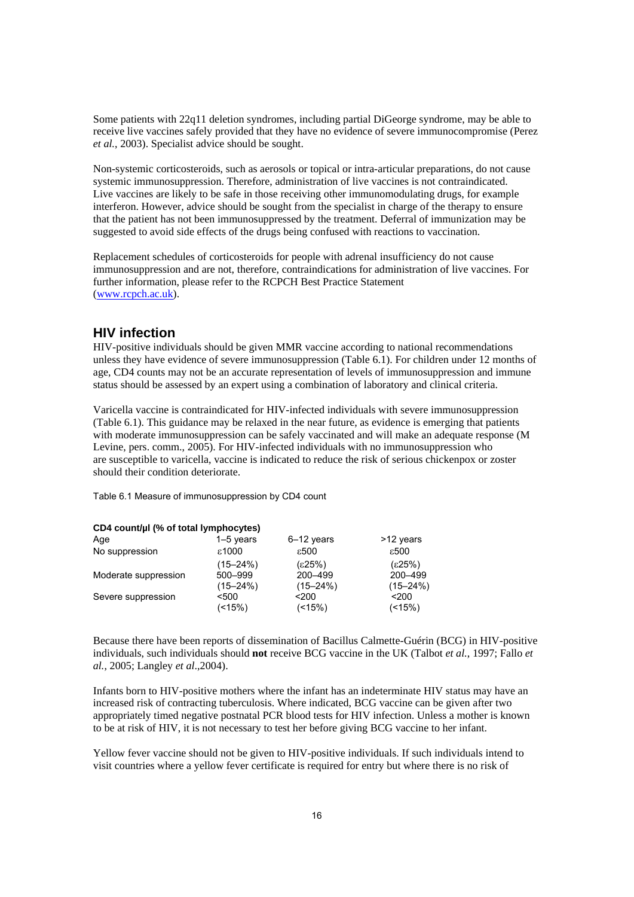Some patients with 22q11 deletion syndromes, including partial DiGeorge syndrome, may be able to receive live vaccines safely provided that they have no evidence of severe immunocompromise (Perez *et al.*, 2003). Specialist advice should be sought.

Non-systemic corticosteroids, such as aerosols or topical or intra-articular preparations, do not cause systemic immunosuppression. Therefore, administration of live vaccines is not contraindicated. Live vaccines are likely to be safe in those receiving other immunomodulating drugs, for example interferon. However, advice should be sought from the specialist in charge of the therapy to ensure that the patient has not been immunosuppressed by the treatment. Deferral of immunization may be suggested to avoid side effects of the drugs being confused with reactions to vaccination.

Replacement schedules of corticosteroids for people with adrenal insufficiency do not cause immunosuppression and are not, therefore, contraindications for administration of live vaccines. For further information, please refer to the RCPCH Best Practice Statement (www.rcpch.ac.uk).

## HIV infection

HIV-positive individuals should be given MMR vaccine according to national recommendations unless they have evidence of severe immunosuppression (Table 6.1). For children under 12 months of age, CD4 counts may not be an accurate representation of levels of immunosuppression and immune status should be assessed by an expert using a combination of laboratory and clinical criteria.

Varicella vaccine is contraindicated for HIV-infected individuals with severe immunosuppression (Table 6.1). This guidance may be relaxed in the near future, as evidence is emerging that patients with moderate immunosuppression can be safely vaccinated and will make an adequate response (M Levine, pers. comm., 2005). For HIV-infected individuals with no immunosuppression who are susceptible to varicella, vaccine is indicated to reduce the risk of serious chickenpox or zoster should their condition deteriorate.

Table 6.1 Measure of immunosuppression by CD4 count

| **CD4 count/µl (% of total lymphocytes)** | | | |
|---|---|---|---|
| Age | 1–5 years | 6–12 years | >12 years |
| No suppression | ε1000 (15–24%) | ε500 (ε25%) | ε500 (ε25%) |
| Moderate suppression | 500–999 (15–24%) | 200–499 (15–24%) | 200–499 (15–24%) |
| Severe suppression | <500 (<15%) | <200 (<15%) | <200 (<15%) |

Because there have been reports of dissemination of Bacillus Calmette-Guérin (BCG) in HIV-positive individuals, such individuals should **not** receive BCG vaccine in the UK (Talbot *et al.*, 1997; Fallo *et al.*, 2005; Langley *et al.*,2004).

Infants born to HIV-positive mothers where the infant has an indeterminate HIV status may have an increased risk of contracting tuberculosis. Where indicated, BCG vaccine can be given after two appropriately timed negative postnatal PCR blood tests for HIV infection. Unless a mother is known to be at risk of HIV, it is not necessary to test her before giving BCG vaccine to her infant.

Yellow fever vaccine should not be given to HIV-positive individuals. If such individuals intend to visit countries where a yellow fever certificate is required for entry but where there is no risk of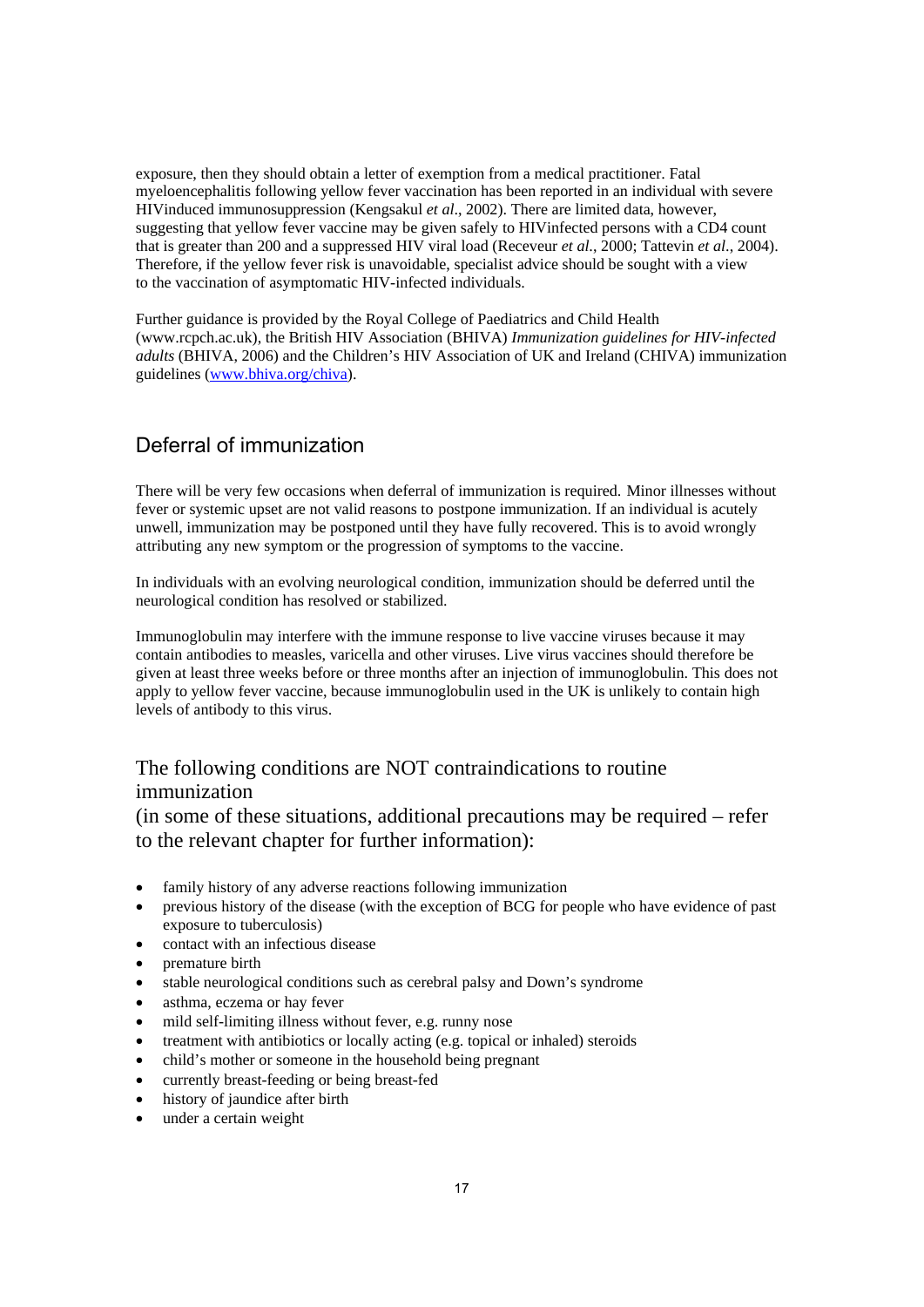exposure, then they should obtain a letter of exemption from a medical practitioner. Fatal myeloencephalitis following yellow fever vaccination has been reported in an individual with severe HIVinduced immunosuppression (Kengsakul *et al*., 2002). There are limited data, however, suggesting that yellow fever vaccine may be given safely to HIVinfected persons with a CD4 count that is greater than 200 and a suppressed HIV viral load (Receveur *et al.*, 2000; Tattevin *et al.*, 2004). Therefore, if the yellow fever risk is unavoidable, specialist advice should be sought with a view to the vaccination of asymptomatic HIV-infected individuals.

Further guidance is provided by the Royal College of Paediatrics and Child Health (www.rcpch.ac.uk), the British HIV Association (BHIVA) *Immunization guidelines for HIV-infected adults* (BHIVA, 2006) and the Children's HIV Association of UK and Ireland (CHIVA) immunization guidelines (www.bhiva.org/chiva).

## Deferral of immunization

There will be very few occasions when deferral of immunization is required. Minor illnesses without fever or systemic upset are not valid reasons to postpone immunization. If an individual is acutely unwell, immunization may be postponed until they have fully recovered. This is to avoid wrongly attributing any new symptom or the progression of symptoms to the vaccine.

In individuals with an evolving neurological condition, immunization should be deferred until the neurological condition has resolved or stabilized.

Immunoglobulin may interfere with the immune response to live vaccine viruses because it may contain antibodies to measles, varicella and other viruses. Live virus vaccines should therefore be given at least three weeks before or three months after an injection of immunoglobulin. This does not apply to yellow fever vaccine, because immunoglobulin used in the UK is unlikely to contain high levels of antibody to this virus.

## The following conditions are NOT contraindications to routine immunization
(in some of these situations, additional precautions may be required – refer to the relevant chapter for further information):

- family history of any adverse reactions following immunization
- previous history of the disease (with the exception of BCG for people who have evidence of past exposure to tuberculosis)
- contact with an infectious disease
- premature birth
- stable neurological conditions such as cerebral palsy and Down's syndrome
- asthma, eczema or hay fever
- mild self-limiting illness without fever, e.g. runny nose
- treatment with antibiotics or locally acting (e.g. topical or inhaled) steroids
- child's mother or someone in the household being pregnant
- currently breast-feeding or being breast-fed
- history of jaundice after birth
- under a certain weight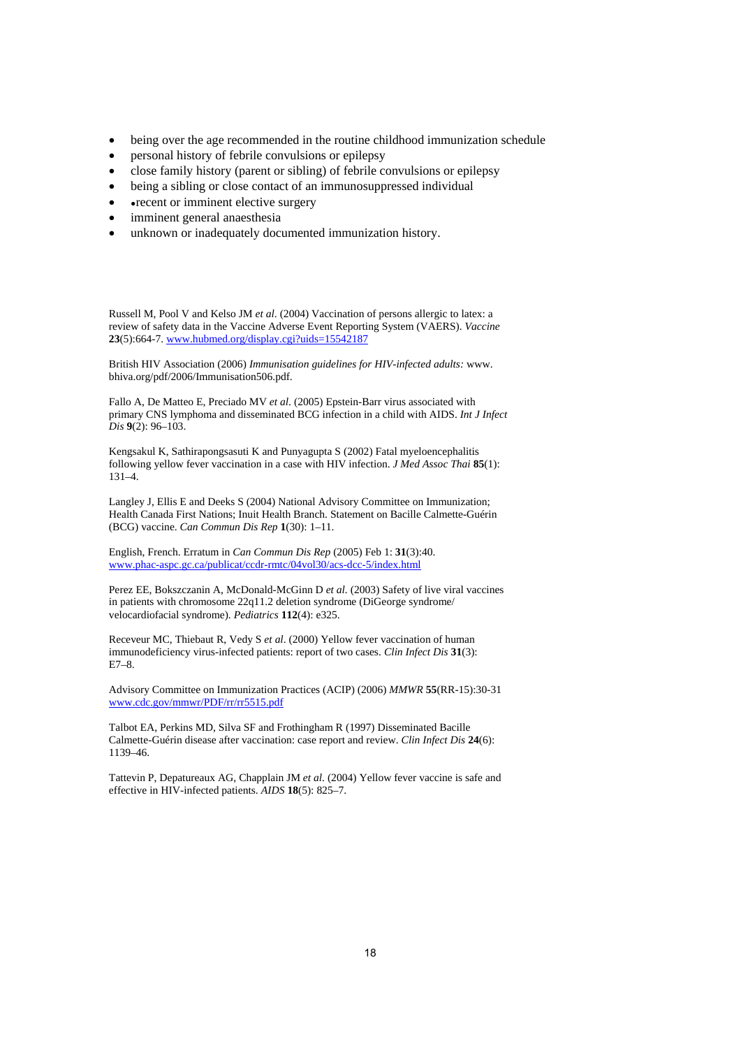- being over the age recommended in the routine childhood immunization schedule
- personal history of febrile convulsions or epilepsy
- close family history (parent or sibling) of febrile convulsions or epilepsy
- being a sibling or close contact of an immunosuppressed individual
- •recent or imminent elective surgery
- imminent general anaesthesia
- unknown or inadequately documented immunization history.

Russell M, Pool V and Kelso JM *et al.* (2004) Vaccination of persons allergic to latex: a review of safety data in the Vaccine Adverse Event Reporting System (VAERS). *Vaccine* **23**(5):664-7. www.hubmed.org/display.cgi?uids=15542187

British HIV Association (2006) *Immunisation guidelines for HIV-infected adults:* www. bhiva.org/pdf/2006/Immunisation506.pdf.

Fallo A, De Matteo E, Preciado MV *et al.* (2005) Epstein-Barr virus associated with primary CNS lymphoma and disseminated BCG infection in a child with AIDS. *Int J Infect Dis* **9**(2): 96–103.

Kengsakul K, Sathirapongsasuti K and Punyagupta S (2002) Fatal myeloencephalitis following yellow fever vaccination in a case with HIV infection. *J Med Assoc Thai* **85**(1): 131–4.

Langley J, Ellis E and Deeks S (2004) National Advisory Committee on Immunization; Health Canada First Nations; Inuit Health Branch. Statement on Bacille Calmette-Guérin (BCG) vaccine. *Can Commun Dis Rep* **1**(30): 1–11.

English, French. Erratum in *Can Commun Dis Rep* (2005) Feb 1: **31**(3):40. www.phac-aspc.gc.ca/publicat/ccdr-rmtc/04vol30/acs-dcc-5/index.html

Perez EE, Bokszczanin A, McDonald-McGinn D *et al.* (2003) Safety of live viral vaccines in patients with chromosome 22q11.2 deletion syndrome (DiGeorge syndrome/ velocardiofacial syndrome). *Pediatrics* **112**(4): e325.

Receveur MC, Thiebaut R, Vedy S *et al*. (2000) Yellow fever vaccination of human immunodeficiency virus-infected patients: report of two cases. *Clin Infect Dis* **31**(3): E7–8.

Advisory Committee on Immunization Practices (ACIP) (2006) *MMWR* **55**(RR-15):30-31 www.cdc.gov/mmwr/PDF/rr/rr5515.pdf

Talbot EA, Perkins MD, Silva SF and Frothingham R (1997) Disseminated Bacille Calmette-Guérin disease after vaccination: case report and review. *Clin Infect Dis* **24**(6): 1139–46.

Tattevin P, Depatureaux AG, Chapplain JM *et al.* (2004) Yellow fever vaccine is safe and effective in HIV-infected patients. *AIDS* **18**(5): 825–7.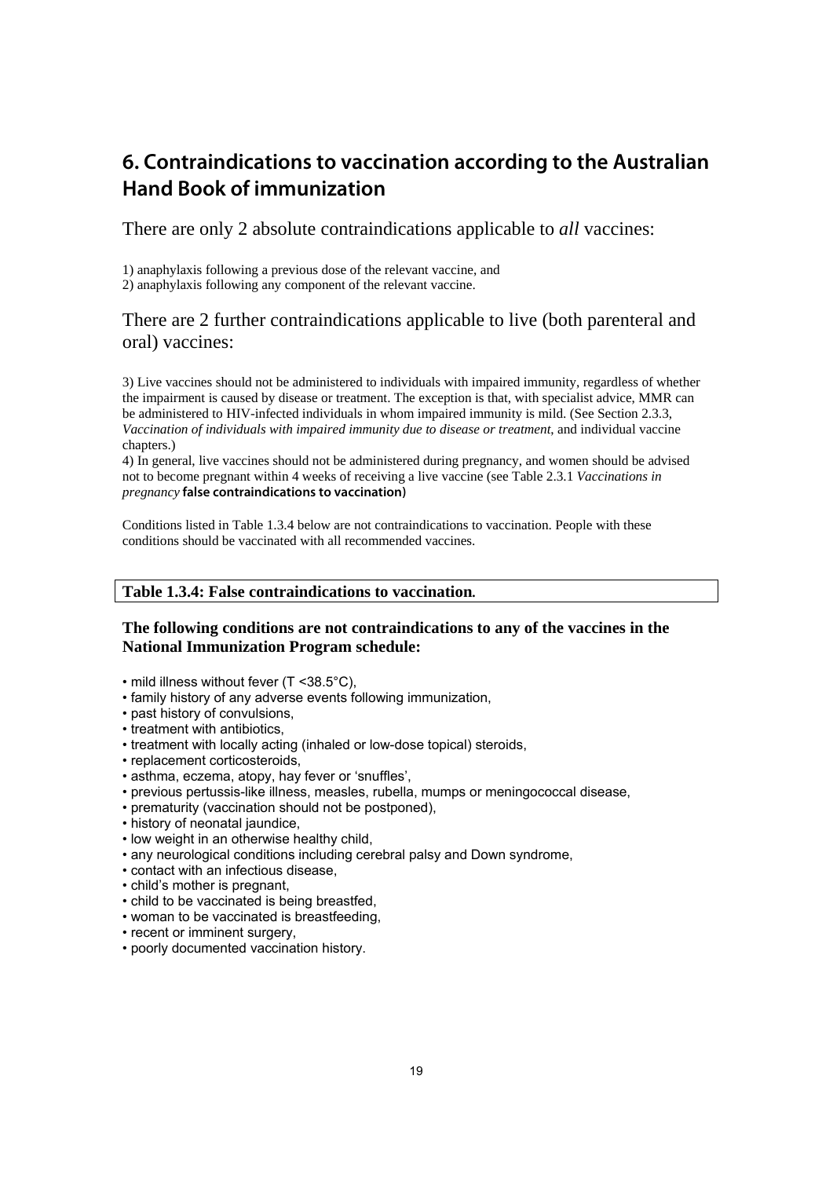# 6. Contraindications to vaccination according to the Australian Hand Book of immunization

There are only 2 absolute contraindications applicable to *all* vaccines:

1) anaphylaxis following a previous dose of the relevant vaccine, and
2) anaphylaxis following any component of the relevant vaccine.

There are 2 further contraindications applicable to live (both parenteral and oral) vaccines:

3) Live vaccines should not be administered to individuals with impaired immunity, regardless of whether the impairment is caused by disease or treatment. The exception is that, with specialist advice, MMR can be administered to HIV-infected individuals in whom impaired immunity is mild. (See Section 2.3.3, *Vaccination of individuals with impaired immunity due to disease or treatment*, and individual vaccine chapters.)
4) In general, live vaccines should not be administered during pregnancy, and women should be advised not to become pregnant within 4 weeks of receiving a live vaccine (see Table 2.3.1 *Vaccinations in pregnancy* **false contraindications to vaccination)**

Conditions listed in Table 1.3.4 below are not contraindications to vaccination. People with these conditions should be vaccinated with all recommended vaccines.

**Table 1.3.4: False contraindications to vaccination.**

**The following conditions are not contraindications to any of the vaccines in the National Immunization Program schedule:**

- mild illness without fever (T <38.5°C),
- family history of any adverse events following immunization,
- past history of convulsions,
- treatment with antibiotics,
- treatment with locally acting (inhaled or low-dose topical) steroids,
- replacement corticosteroids,
- asthma, eczema, atopy, hay fever or 'snuffles',
- previous pertussis-like illness, measles, rubella, mumps or meningococcal disease,
- prematurity (vaccination should not be postponed),
- history of neonatal jaundice,
- low weight in an otherwise healthy child,
- any neurological conditions including cerebral palsy and Down syndrome,
- contact with an infectious disease,
- child's mother is pregnant,
- child to be vaccinated is being breastfed,
- woman to be vaccinated is breastfeeding,
- recent or imminent surgery,
- poorly documented vaccination history.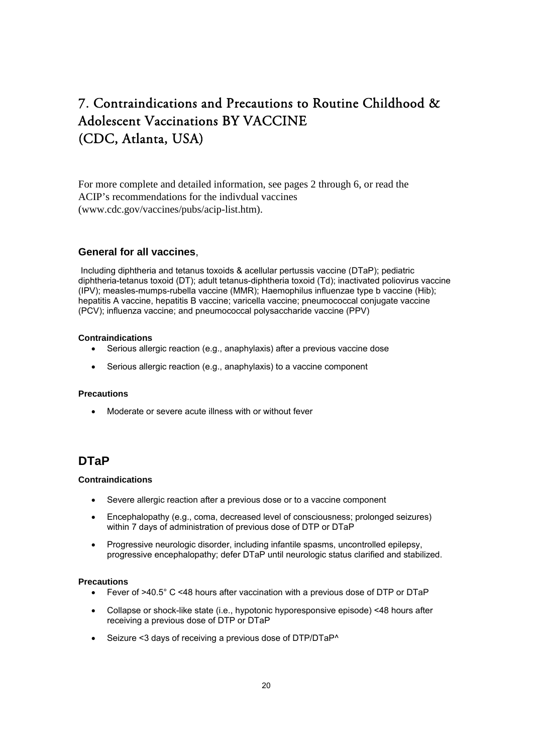# 7. Contraindications and Precautions to Routine Childhood & Adolescent Vaccinations BY VACCINE (CDC, Atlanta, USA)

For more complete and detailed information, see pages 2 through 6, or read the ACIP's recommendations for the indivdual vaccines (www.cdc.gov/vaccines/pubs/acip-list.htm).

### **General for all vaccines**,

Including diphtheria and tetanus toxoids & acellular pertussis vaccine (DTaP); pediatric diphtheria-tetanus toxoid (DT); adult tetanus-diphtheria toxoid (Td); inactivated poliovirus vaccine (IPV); measles-mumps-rubella vaccine (MMR); Haemophilus influenzae type b vaccine (Hib); hepatitis A vaccine, hepatitis B vaccine; varicella vaccine; pneumococcal conjugate vaccine (PCV); influenza vaccine; and pneumococcal polysaccharide vaccine (PPV)

**Contraindications**

- Serious allergic reaction (e.g., anaphylaxis) after a previous vaccine dose
- Serious allergic reaction (e.g., anaphylaxis) to a vaccine component

**Precautions**

- Moderate or severe acute illness with or without fever

## DTaP

**Contraindications**

- Severe allergic reaction after a previous dose or to a vaccine component
- Encephalopathy (e.g., coma, decreased level of consciousness; prolonged seizures) within 7 days of administration of previous dose of DTP or DTaP
- Progressive neurologic disorder, including infantile spasms, uncontrolled epilepsy, progressive encephalopathy; defer DTaP until neurologic status clarified and stabilized.

**Precautions**

- Fever of >40.5° C <48 hours after vaccination with a previous dose of DTP or DTaP
- Collapse or shock-like state (i.e., hypotonic hyporesponsive episode) <48 hours after receiving a previous dose of DTP or DTaP
- Seizure <3 days of receiving a previous dose of DTP/DTaP^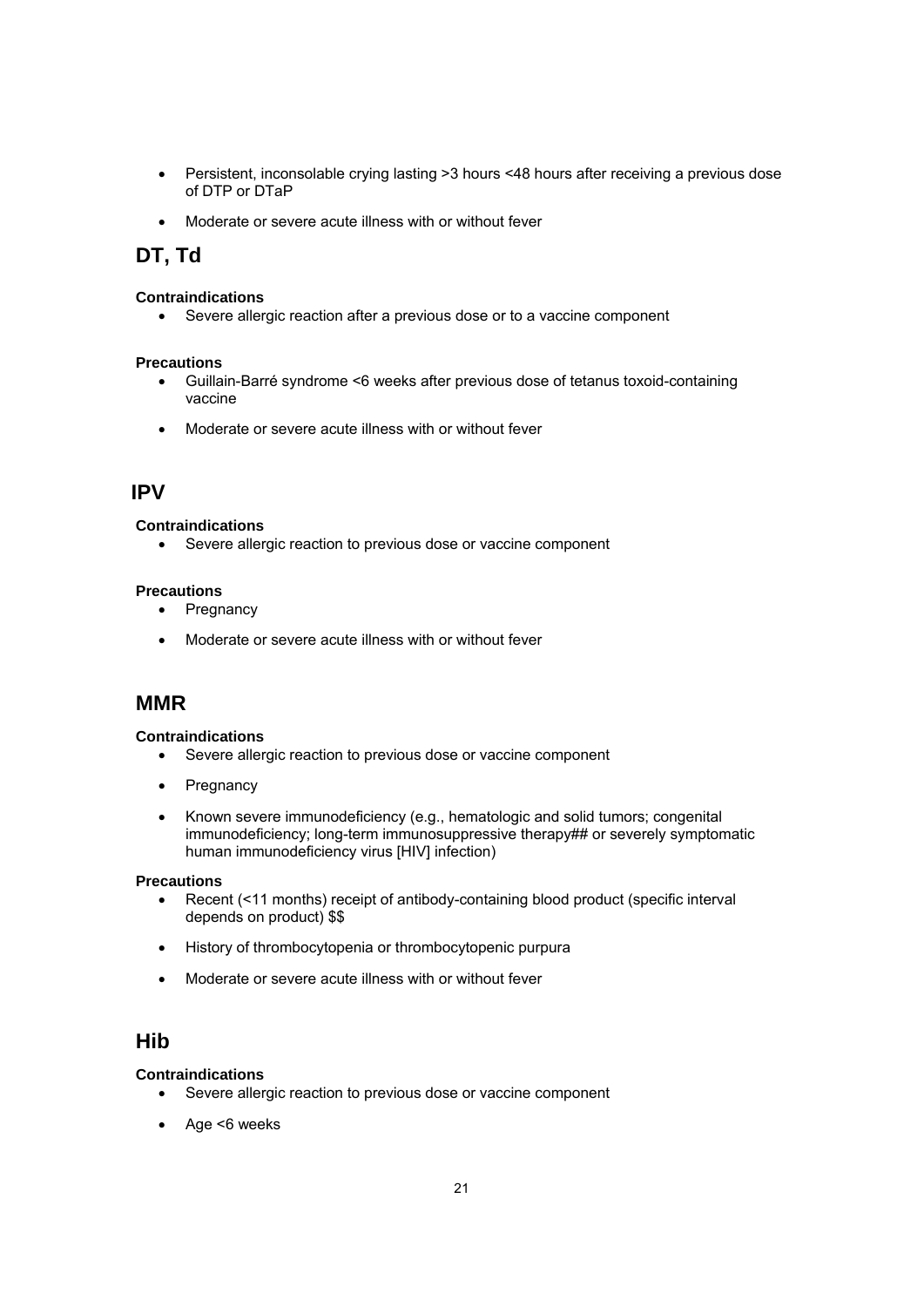- Persistent, inconsolable crying lasting >3 hours <48 hours after receiving a previous dose of DTP or DTaP
- Moderate or severe acute illness with or without fever

## DT, Td

**Contraindications**
- Severe allergic reaction after a previous dose or to a vaccine component

**Precautions**
- Guillain-Barré syndrome <6 weeks after previous dose of tetanus toxoid-containing vaccine
- Moderate or severe acute illness with or without fever

## IPV

**Contraindications**
- Severe allergic reaction to previous dose or vaccine component

**Precautions**
- Pregnancy
- Moderate or severe acute illness with or without fever

## MMR

**Contraindications**
- Severe allergic reaction to previous dose or vaccine component
- Pregnancy
- Known severe immunodeficiency (e.g., hematologic and solid tumors; congenital immunodeficiency; long-term immunosuppressive therapy## or severely symptomatic human immunodeficiency virus [HIV] infection)

**Precautions**
- Recent (<11 months) receipt of antibody-containing blood product (specific interval depends on product) $$
- History of thrombocytopenia or thrombocytopenic purpura
- Moderate or severe acute illness with or without fever

## Hib

**Contraindications**
- Severe allergic reaction to previous dose or vaccine component
- Age <6 weeks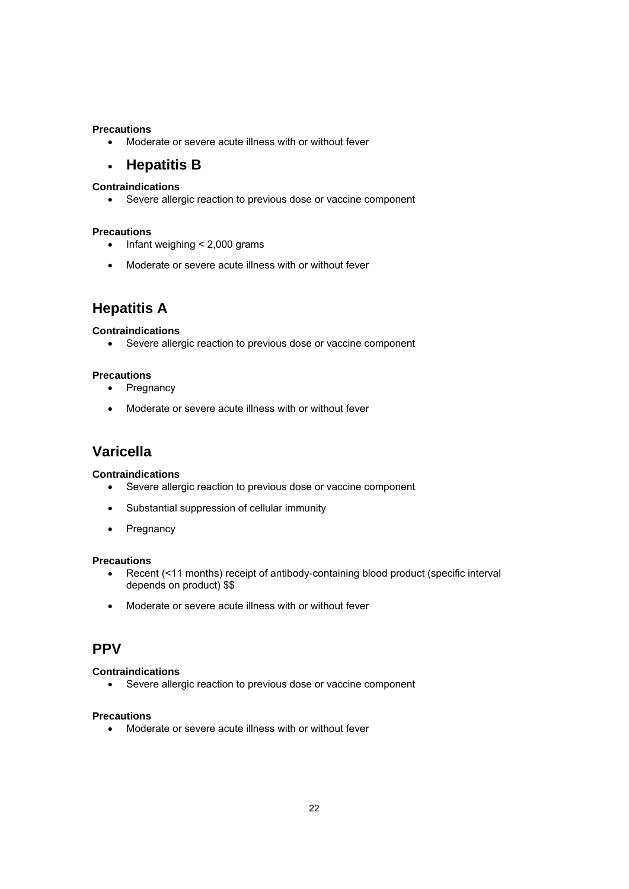**Precautions**

- Moderate or severe acute illness with or without fever

- ## Hepatitis B

**Contraindications**

- Severe allergic reaction to previous dose or vaccine component

**Precautions**

- Infant weighing < 2,000 grams
- Moderate or severe acute illness with or without fever

## Hepatitis A

**Contraindications**

- Severe allergic reaction to previous dose or vaccine component

**Precautions**

- Pregnancy
- Moderate or severe acute illness with or without fever

## Varicella

**Contraindications**

- Severe allergic reaction to previous dose or vaccine component
- Substantial suppression of cellular immunity
- Pregnancy

**Precautions**

- Recent (<11 months) receipt of antibody-containing blood product (specific interval depends on product) $$
- Moderate or severe acute illness with or without fever

## PPV

**Contraindications**

- Severe allergic reaction to previous dose or vaccine component

**Precautions**

- Moderate or severe acute illness with or without fever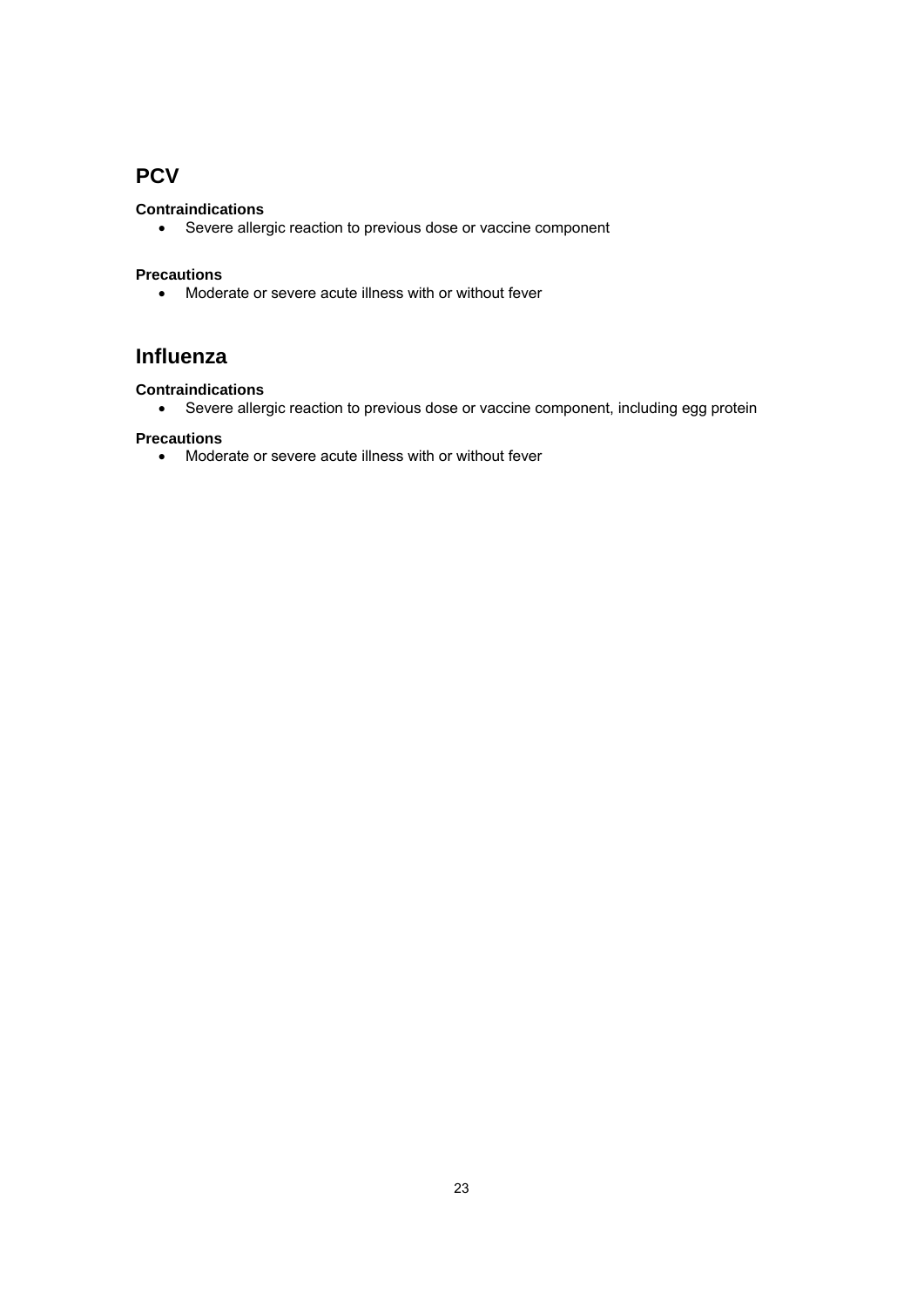## PCV

**Contraindications**

- Severe allergic reaction to previous dose or vaccine component

**Precautions**

- Moderate or severe acute illness with or without fever

## Influenza

**Contraindications**

- Severe allergic reaction to previous dose or vaccine component, including egg protein

**Precautions**

- Moderate or severe acute illness with or without fever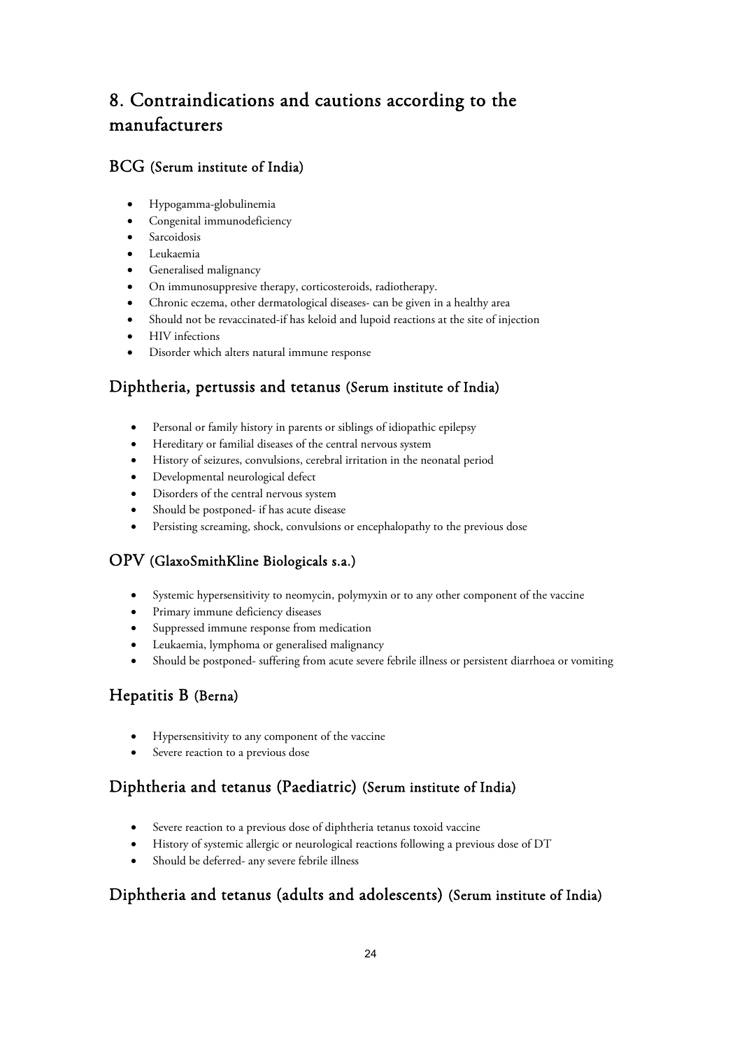## 8. Contraindications and cautions according to the manufacturers

### BCG (Serum institute of India)

- Hypogamma-globulinemia
- Congenital immunodeficiency
- Sarcoidosis
- Leukaemia
- Generalised malignancy
- On immunosuppresive therapy, corticosteroids, radiotherapy.
- Chronic eczema, other dermatological diseases- can be given in a healthy area
- Should not be revaccinated-if has keloid and lupoid reactions at the site of injection
- HIV infections
- Disorder which alters natural immune response

### Diphtheria, pertussis and tetanus (Serum institute of India)

- Personal or family history in parents or siblings of idiopathic epilepsy
- Hereditary or familial diseases of the central nervous system
- History of seizures, convulsions, cerebral irritation in the neonatal period
- Developmental neurological defect
- Disorders of the central nervous system
- Should be postponed- if has acute disease
- Persisting screaming, shock, convulsions or encephalopathy to the previous dose

### OPV (GlaxoSmithKline Biologicals s.a.)

- Systemic hypersensitivity to neomycin, polymyxin or to any other component of the vaccine
- Primary immune deficiency diseases
- Suppressed immune response from medication
- Leukaemia, lymphoma or generalised malignancy
- Should be postponed- suffering from acute severe febrile illness or persistent diarrhoea or vomiting

### Hepatitis B (Berna)

- Hypersensitivity to any component of the vaccine
- Severe reaction to a previous dose

### Diphtheria and tetanus (Paediatric) (Serum institute of India)

- Severe reaction to a previous dose of diphtheria tetanus toxoid vaccine
- History of systemic allergic or neurological reactions following a previous dose of DT
- Should be deferred- any severe febrile illness

### Diphtheria and tetanus (adults and adolescents) (Serum institute of India)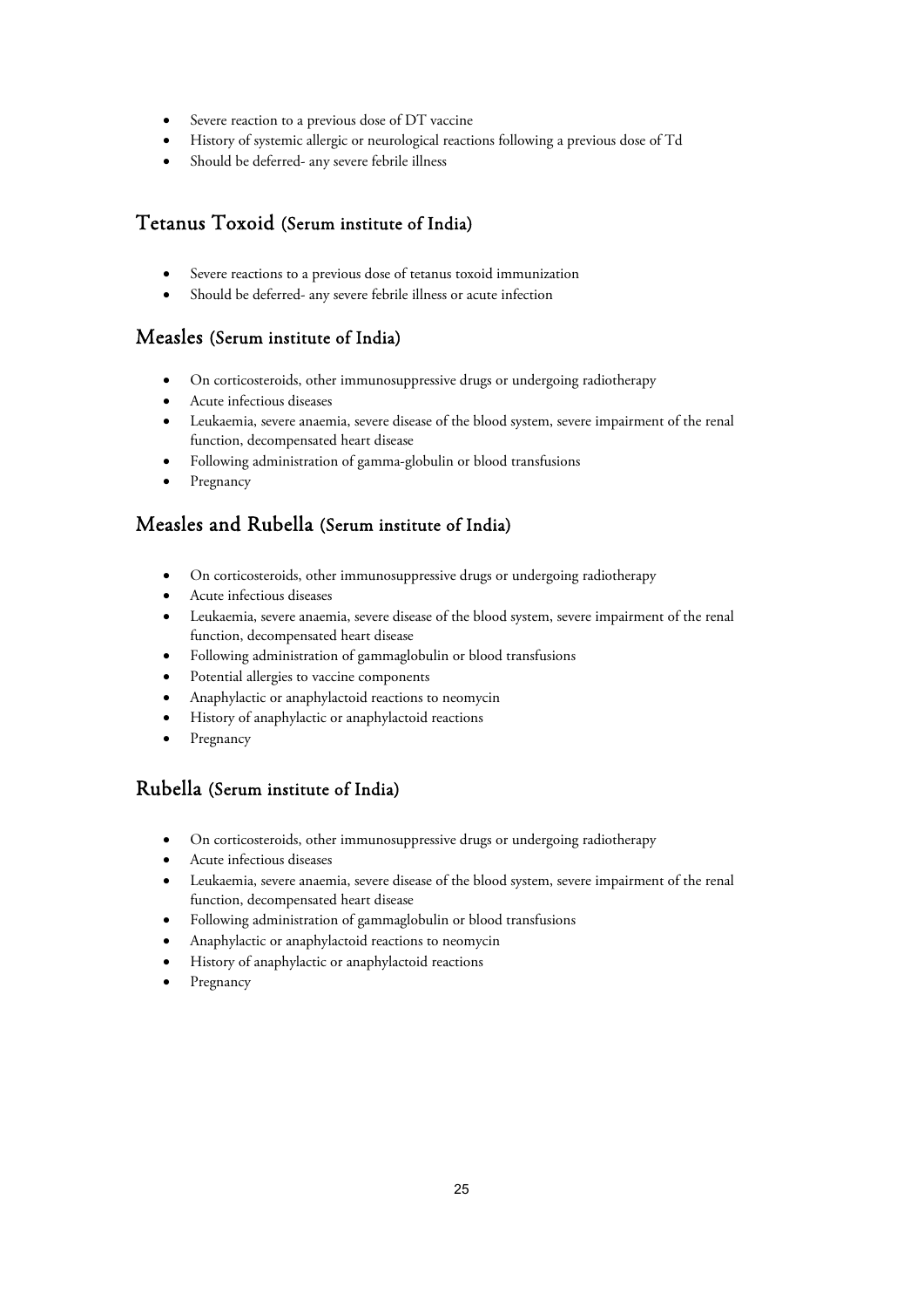- Severe reaction to a previous dose of DT vaccine
- History of systemic allergic or neurological reactions following a previous dose of Td
- Should be deferred- any severe febrile illness

## Tetanus Toxoid (Serum institute of India)

- Severe reactions to a previous dose of tetanus toxoid immunization
- Should be deferred- any severe febrile illness or acute infection

## Measles (Serum institute of India)

- On corticosteroids, other immunosuppressive drugs or undergoing radiotherapy
- Acute infectious diseases
- Leukaemia, severe anaemia, severe disease of the blood system, severe impairment of the renal function, decompensated heart disease
- Following administration of gamma-globulin or blood transfusions
- Pregnancy

## Measles and Rubella (Serum institute of India)

- On corticosteroids, other immunosuppressive drugs or undergoing radiotherapy
- Acute infectious diseases
- Leukaemia, severe anaemia, severe disease of the blood system, severe impairment of the renal function, decompensated heart disease
- Following administration of gammaglobulin or blood transfusions
- Potential allergies to vaccine components
- Anaphylactic or anaphylactoid reactions to neomycin
- History of anaphylactic or anaphylactoid reactions
- Pregnancy

## Rubella (Serum institute of India)

- On corticosteroids, other immunosuppressive drugs or undergoing radiotherapy
- Acute infectious diseases
- Leukaemia, severe anaemia, severe disease of the blood system, severe impairment of the renal function, decompensated heart disease
- Following administration of gammaglobulin or blood transfusions
- Anaphylactic or anaphylactoid reactions to neomycin
- History of anaphylactic or anaphylactoid reactions
- Pregnancy